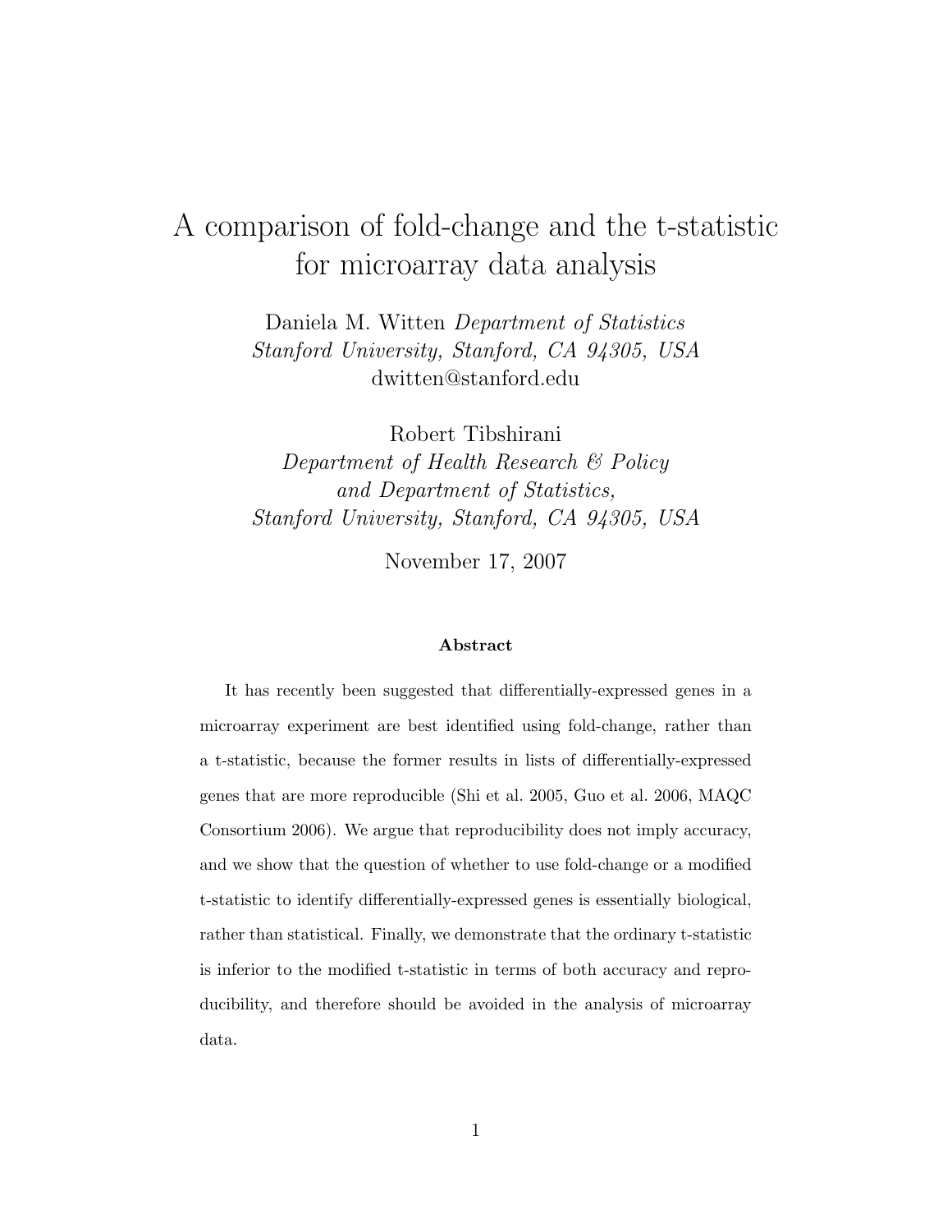# A comparison of fold-change and the t-statistic for microarray data analysis

Daniela M. Witten *Department of Statistics*
*Stanford University, Stanford, CA 94305, USA*
dwitten@stanford.edu

Robert Tibshirani
*Department of Health Research & Policy*
*and Department of Statistics,*
*Stanford University, Stanford, CA 94305, USA*

November 17, 2007

**Abstract**

It has recently been suggested that differentially-expressed genes in a microarray experiment are best identified using fold-change, rather than a t-statistic, because the former results in lists of differentially-expressed genes that are more reproducible (Shi et al. 2005, Guo et al. 2006, MAQC Consortium 2006). We argue that reproducibility does not imply accuracy, and we show that the question of whether to use fold-change or a modified t-statistic to identify differentially-expressed genes is essentially biological, rather than statistical. Finally, we demonstrate that the ordinary t-statistic is inferior to the modified t-statistic in terms of both accuracy and reproducibility, and therefore should be avoided in the analysis of microarray data.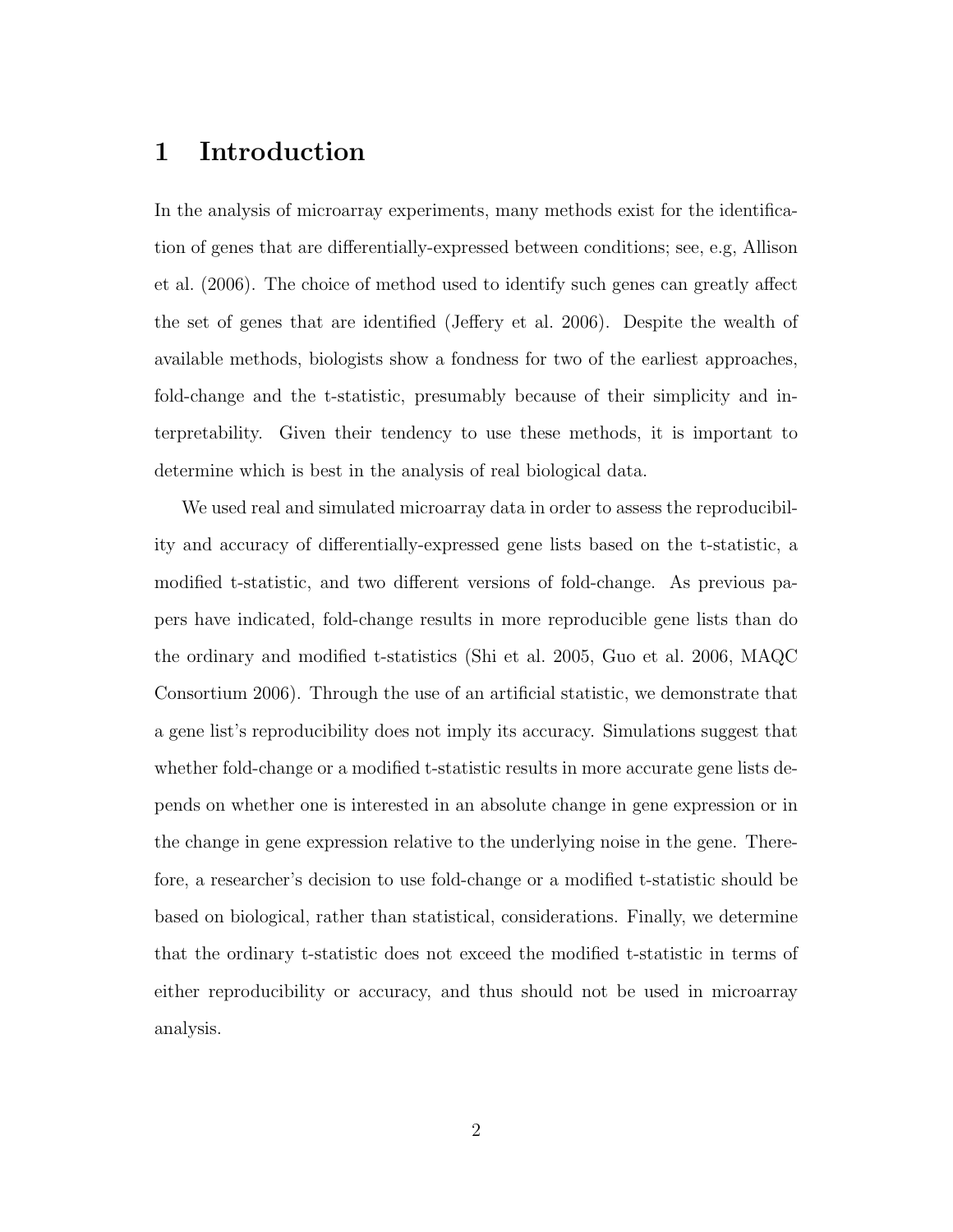# 1 Introduction

In the analysis of microarray experiments, many methods exist for the identification of genes that are differentially-expressed between conditions; see, e.g, Allison et al. (2006). The choice of method used to identify such genes can greatly affect the set of genes that are identified (Jeffery et al. 2006). Despite the wealth of available methods, biologists show a fondness for two of the earliest approaches, fold-change and the t-statistic, presumably because of their simplicity and interpretability. Given their tendency to use these methods, it is important to determine which is best in the analysis of real biological data.

We used real and simulated microarray data in order to assess the reproducibility and accuracy of differentially-expressed gene lists based on the t-statistic, a modified t-statistic, and two different versions of fold-change. As previous papers have indicated, fold-change results in more reproducible gene lists than do the ordinary and modified t-statistics (Shi et al. 2005, Guo et al. 2006, MAQC Consortium 2006). Through the use of an artificial statistic, we demonstrate that a gene list's reproducibility does not imply its accuracy. Simulations suggest that whether fold-change or a modified t-statistic results in more accurate gene lists depends on whether one is interested in an absolute change in gene expression or in the change in gene expression relative to the underlying noise in the gene. Therefore, a researcher's decision to use fold-change or a modified t-statistic should be based on biological, rather than statistical, considerations. Finally, we determine that the ordinary t-statistic does not exceed the modified t-statistic in terms of either reproducibility or accuracy, and thus should not be used in microarray analysis.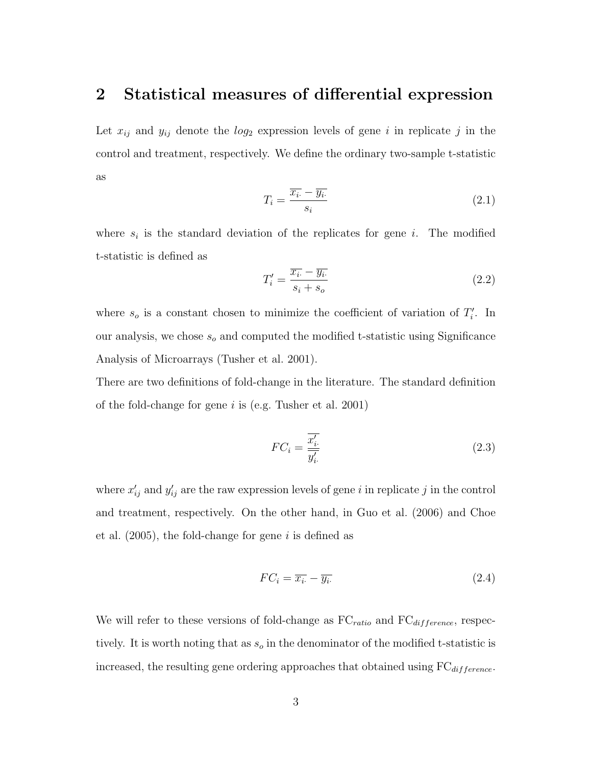## 2 Statistical measures of differential expression

Let $x_{ij}$ and $y_{ij}$ denote the $log_2$ expression levels of gene $i$ in replicate $j$ in the control and treatment, respectively. We define the ordinary two-sample t-statistic as

$$T_i = \frac{\overline{x_{i\cdot}} - \overline{y_{i\cdot}}}{s_i} \tag{2.1}$$

where $s_i$ is the standard deviation of the replicates for gene $i$. The modified t-statistic is defined as

$$T_i' = \frac{\overline{x_{i\cdot}} - \overline{y_{i\cdot}}}{s_i + s_o} \tag{2.2}$$

where $s_o$ is a constant chosen to minimize the coefficient of variation of $T_i'$. In our analysis, we chose $s_o$ and computed the modified t-statistic using Significance Analysis of Microarrays (Tusher et al. 2001).

There are two definitions of fold-change in the literature. The standard definition of the fold-change for gene $i$ is (e.g. Tusher et al. 2001)

$$FC_i = \frac{\overline{x_{i\cdot}'}}{\overline{y_{i\cdot}'}} \tag{2.3}$$

where $x_{ij}'$ and $y_{ij}'$ are the raw expression levels of gene $i$ in replicate $j$ in the control and treatment, respectively. On the other hand, in Guo et al. (2006) and Choe et al. (2005), the fold-change for gene $i$ is defined as

$$FC_i = \overline{x_{i\cdot}} - \overline{y_{i\cdot}} \tag{2.4}$$

We will refer to these versions of fold-change as $\text{FC}_{ratio}$ and $\text{FC}_{difference}$, respectively. It is worth noting that as $s_o$ in the denominator of the modified t-statistic is increased, the resulting gene ordering approaches that obtained using $\text{FC}_{difference}$.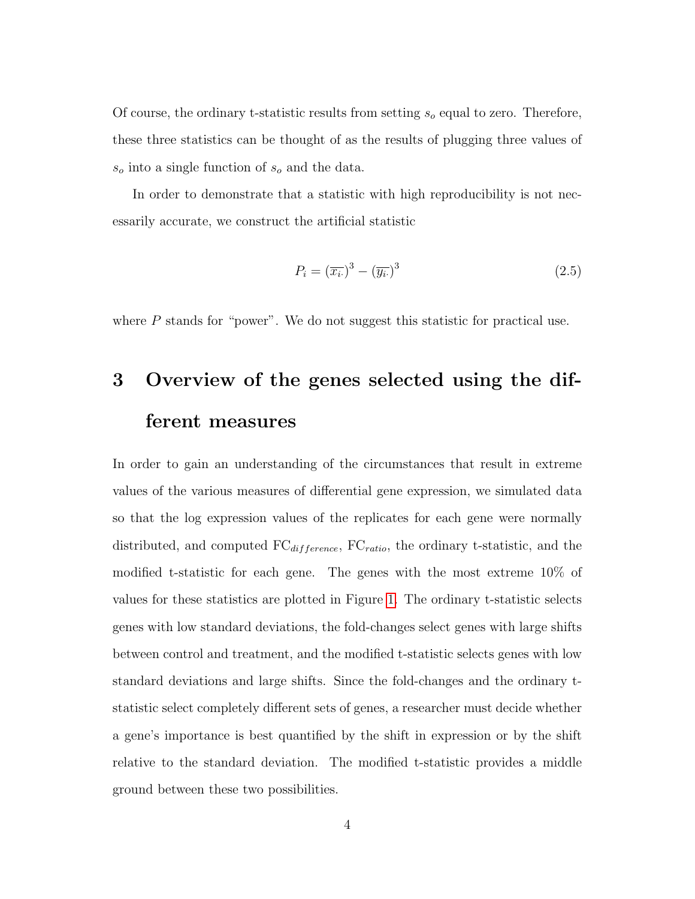Of course, the ordinary t-statistic results from setting $s_o$ equal to zero. Therefore, these three statistics can be thought of as the results of plugging three values of $s_o$ into a single function of $s_o$ and the data.

In order to demonstrate that a statistic with high reproducibility is not necessarily accurate, we construct the artificial statistic

$$P_i = (\overline{x_{i\cdot}})^3 - (\overline{y_{i\cdot}})^3 \tag{2.5}$$

where $P$ stands for "power". We do not suggest this statistic for practical use.

# 3 Overview of the genes selected using the different measures

In order to gain an understanding of the circumstances that result in extreme values of the various measures of differential gene expression, we simulated data so that the log expression values of the replicates for each gene were normally distributed, and computed $\text{FC}_{difference}$, $\text{FC}_{ratio}$, the ordinary t-statistic, and the modified t-statistic for each gene. The genes with the most extreme 10% of values for these statistics are plotted in Figure 1. The ordinary t-statistic selects genes with low standard deviations, the fold-changes select genes with large shifts between control and treatment, and the modified t-statistic selects genes with low standard deviations and large shifts. Since the fold-changes and the ordinary t-statistic select completely different sets of genes, a researcher must decide whether a gene's importance is best quantified by the shift in expression or by the shift relative to the standard deviation. The modified t-statistic provides a middle ground between these two possibilities.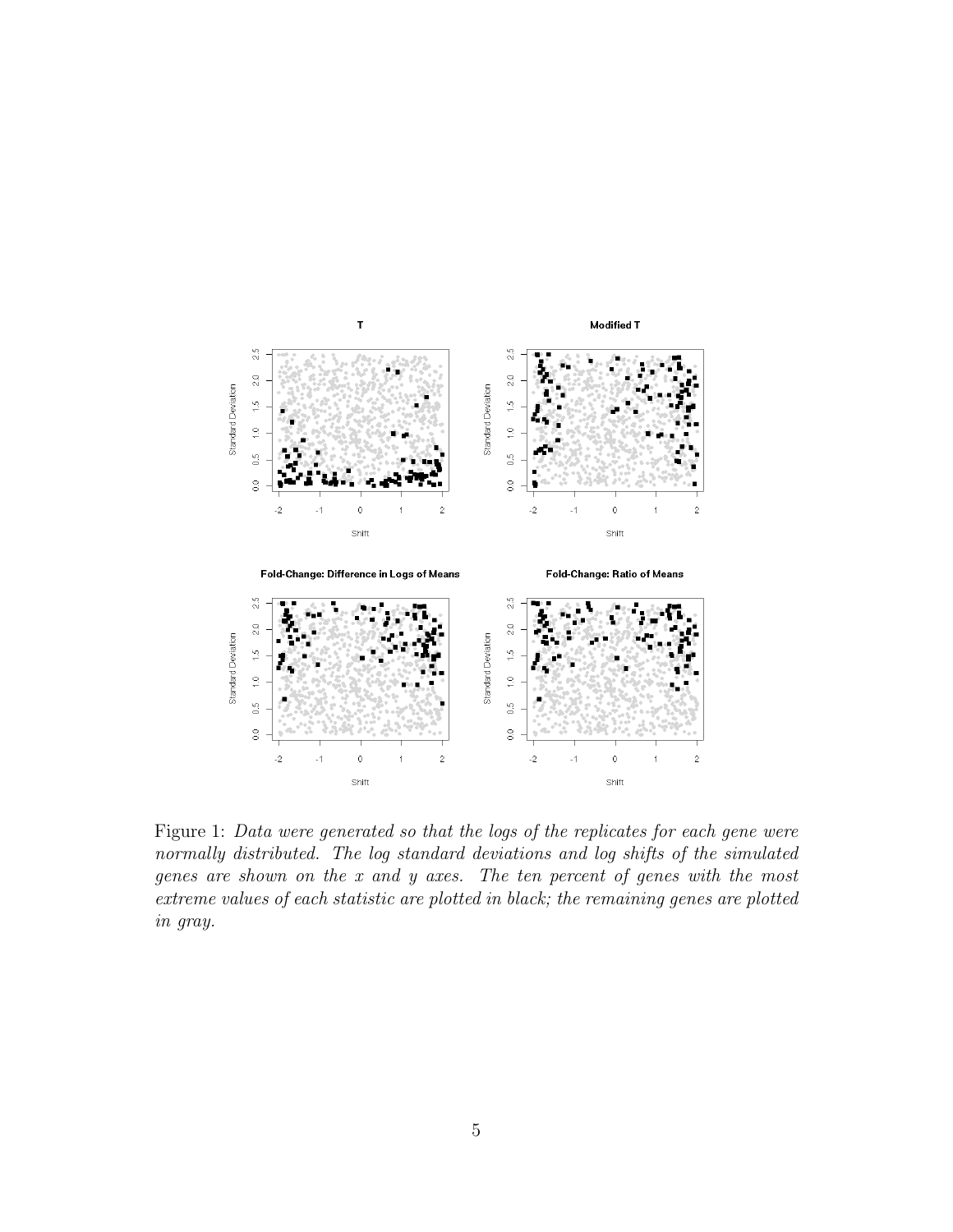Figure 1: *Data were generated so that the logs of the replicates for each gene were normally distributed. The log standard deviations and log shifts of the simulated genes are shown on the x and y axes. The ten percent of genes with the most extreme values of each statistic are plotted in black; the remaining genes are plotted in gray.*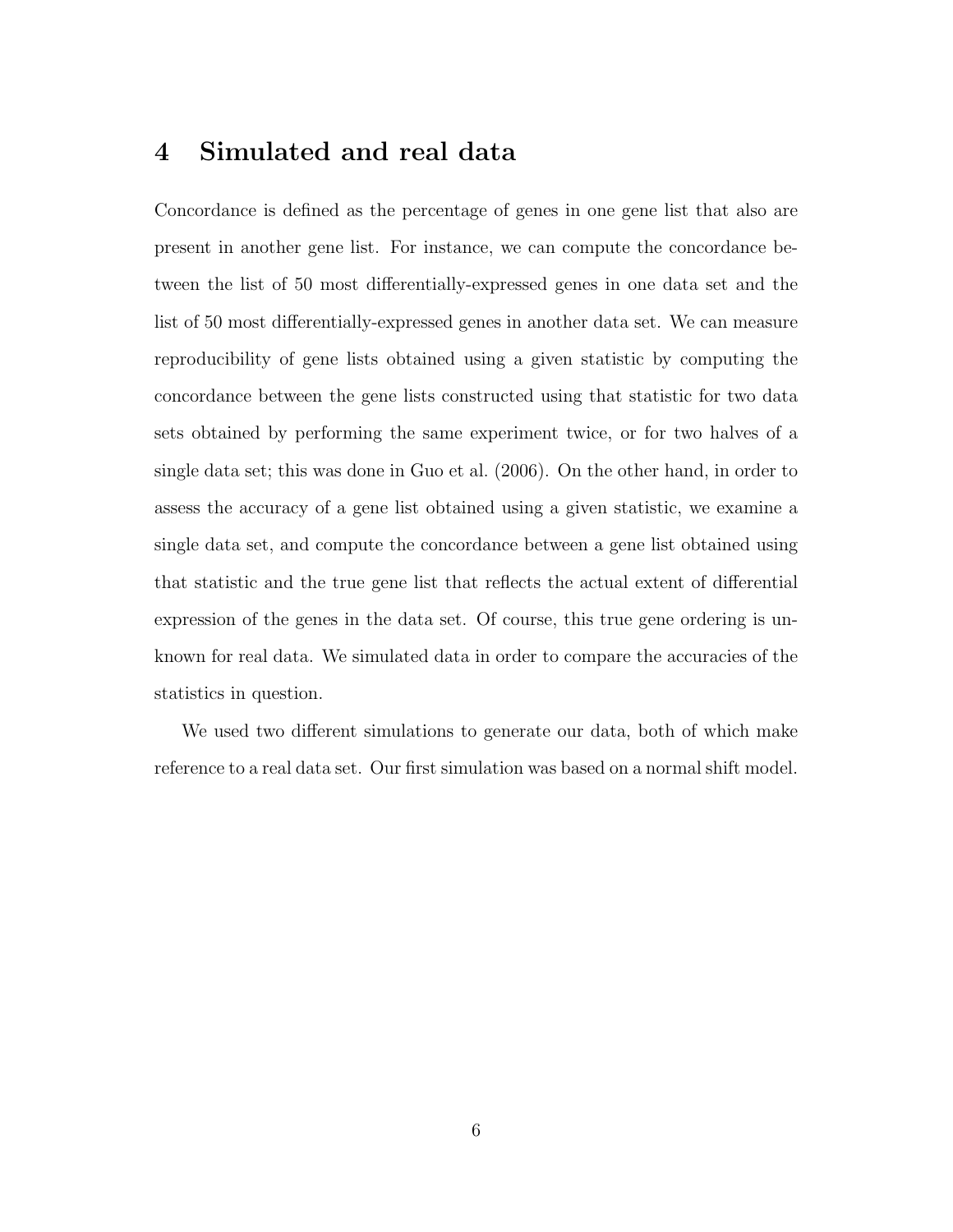## 4 Simulated and real data

Concordance is defined as the percentage of genes in one gene list that also are present in another gene list. For instance, we can compute the concordance between the list of 50 most differentially-expressed genes in one data set and the list of 50 most differentially-expressed genes in another data set. We can measure reproducibility of gene lists obtained using a given statistic by computing the concordance between the gene lists constructed using that statistic for two data sets obtained by performing the same experiment twice, or for two halves of a single data set; this was done in Guo et al. (2006). On the other hand, in order to assess the accuracy of a gene list obtained using a given statistic, we examine a single data set, and compute the concordance between a gene list obtained using that statistic and the true gene list that reflects the actual extent of differential expression of the genes in the data set. Of course, this true gene ordering is unknown for real data. We simulated data in order to compare the accuracies of the statistics in question.

We used two different simulations to generate our data, both of which make reference to a real data set. Our first simulation was based on a normal shift model.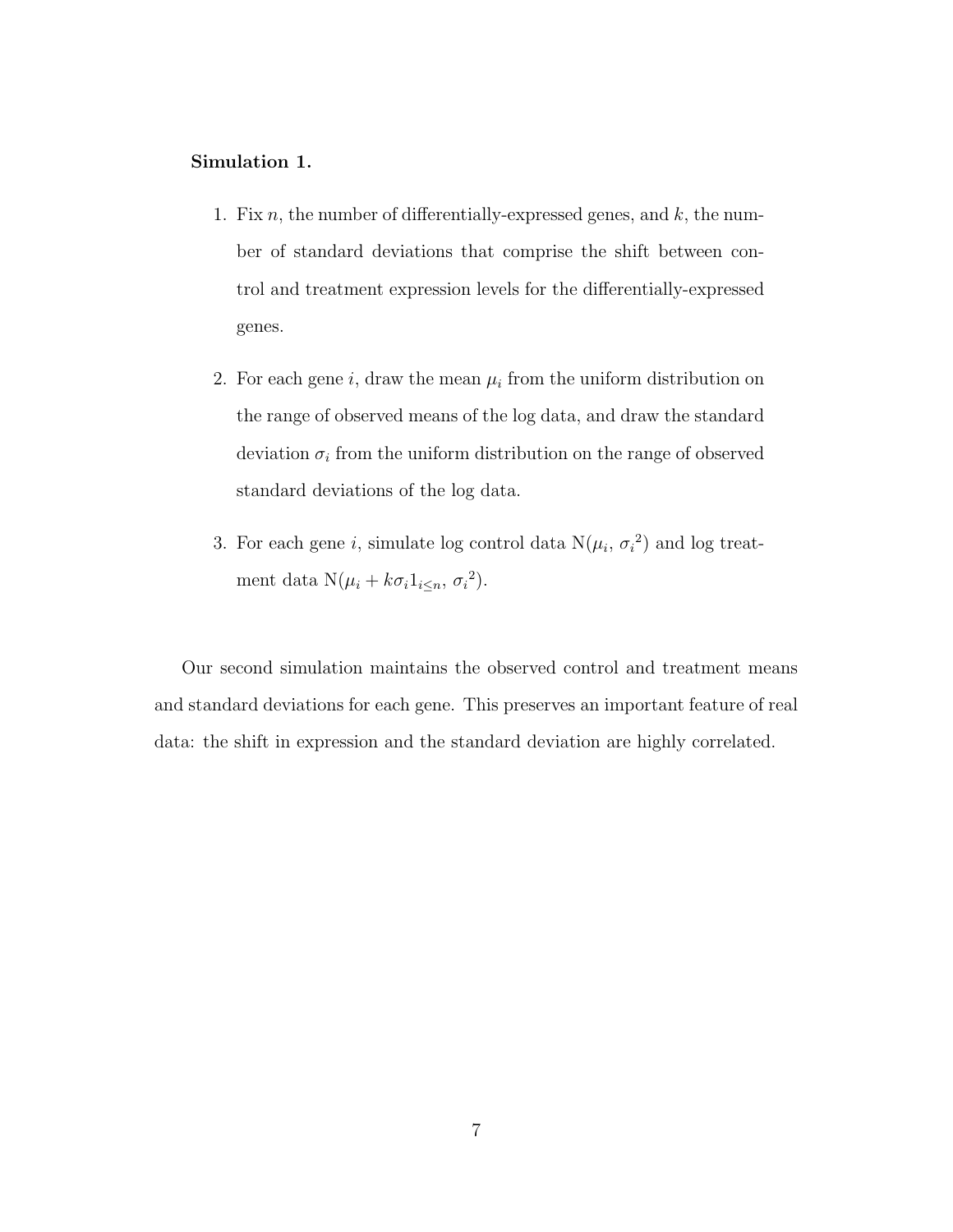**Simulation 1.**

1. Fix $n$, the number of differentially-expressed genes, and $k$, the number of standard deviations that comprise the shift between control and treatment expression levels for the differentially-expressed genes.

2. For each gene $i$, draw the mean $\mu_i$ from the uniform distribution on the range of observed means of the log data, and draw the standard deviation $\sigma_i$ from the uniform distribution on the range of observed standard deviations of the log data.

3. For each gene $i$, simulate log control data $\mathrm{N}(\mu_i, \, {\sigma_i}^2)$ and log treatment data $\mathrm{N}(\mu_i + k\sigma_i 1_{i \leq n}, \, {\sigma_i}^2)$.

Our second simulation maintains the observed control and treatment means and standard deviations for each gene. This preserves an important feature of real data: the shift in expression and the standard deviation are highly correlated.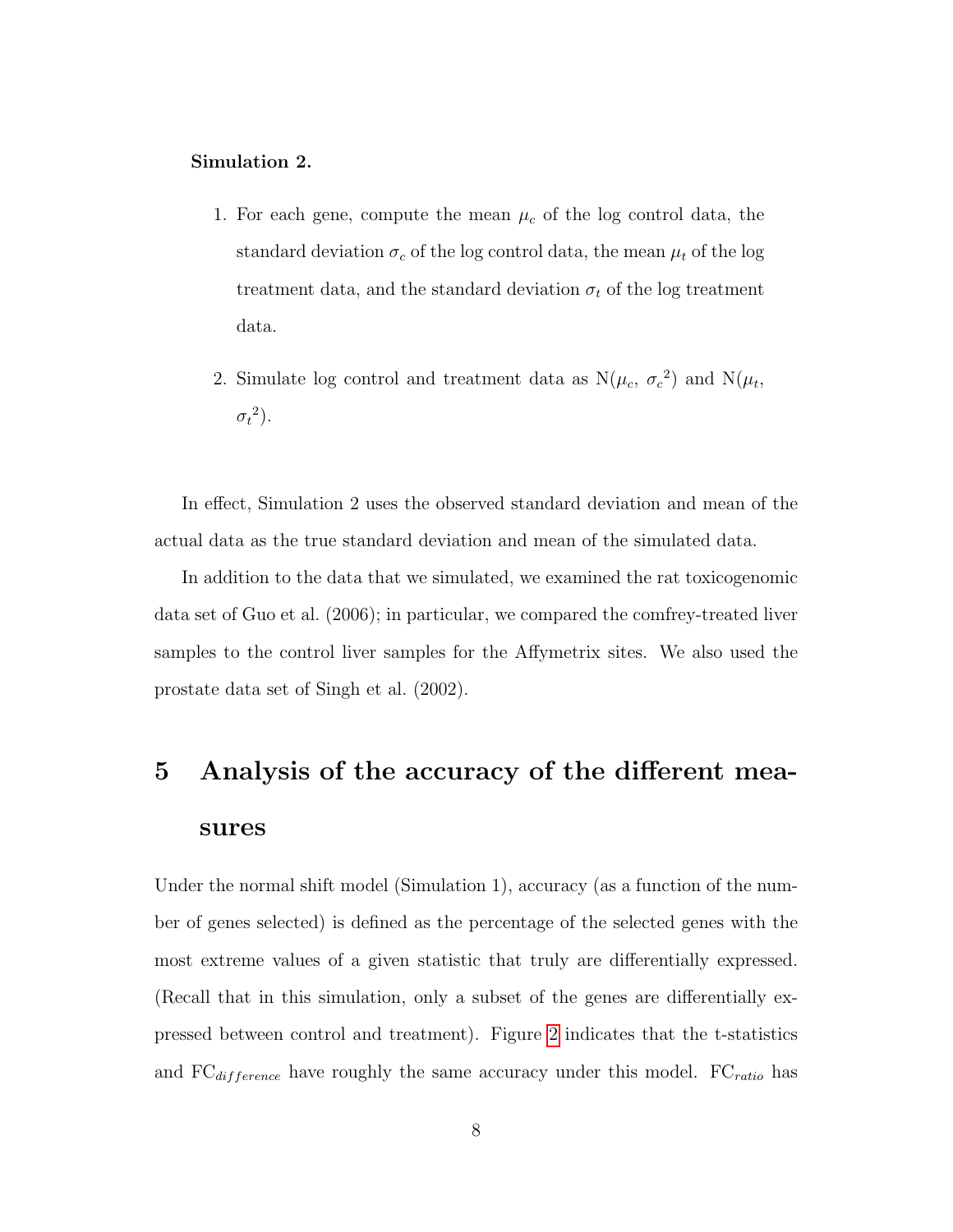**Simulation 2.**

1. For each gene, compute the mean $\mu_c$ of the log control data, the standard deviation $\sigma_c$ of the log control data, the mean $\mu_t$ of the log treatment data, and the standard deviation $\sigma_t$ of the log treatment data.

2. Simulate log control and treatment data as N($\mu_c$, ${\sigma_c}^2$) and N($\mu_t$, ${\sigma_t}^2$).

In effect, Simulation 2 uses the observed standard deviation and mean of the actual data as the true standard deviation and mean of the simulated data.

In addition to the data that we simulated, we examined the rat toxicogenomic data set of Guo et al. (2006); in particular, we compared the comfrey-treated liver samples to the control liver samples for the Affymetrix sites. We also used the prostate data set of Singh et al. (2002).

# 5 Analysis of the accuracy of the different measures

Under the normal shift model (Simulation 1), accuracy (as a function of the number of genes selected) is defined as the percentage of the selected genes with the most extreme values of a given statistic that truly are differentially expressed. (Recall that in this simulation, only a subset of the genes are differentially expressed between control and treatment). Figure 2 indicates that the t-statistics and $\text{FC}_{difference}$ have roughly the same accuracy under this model. $\text{FC}_{ratio}$ has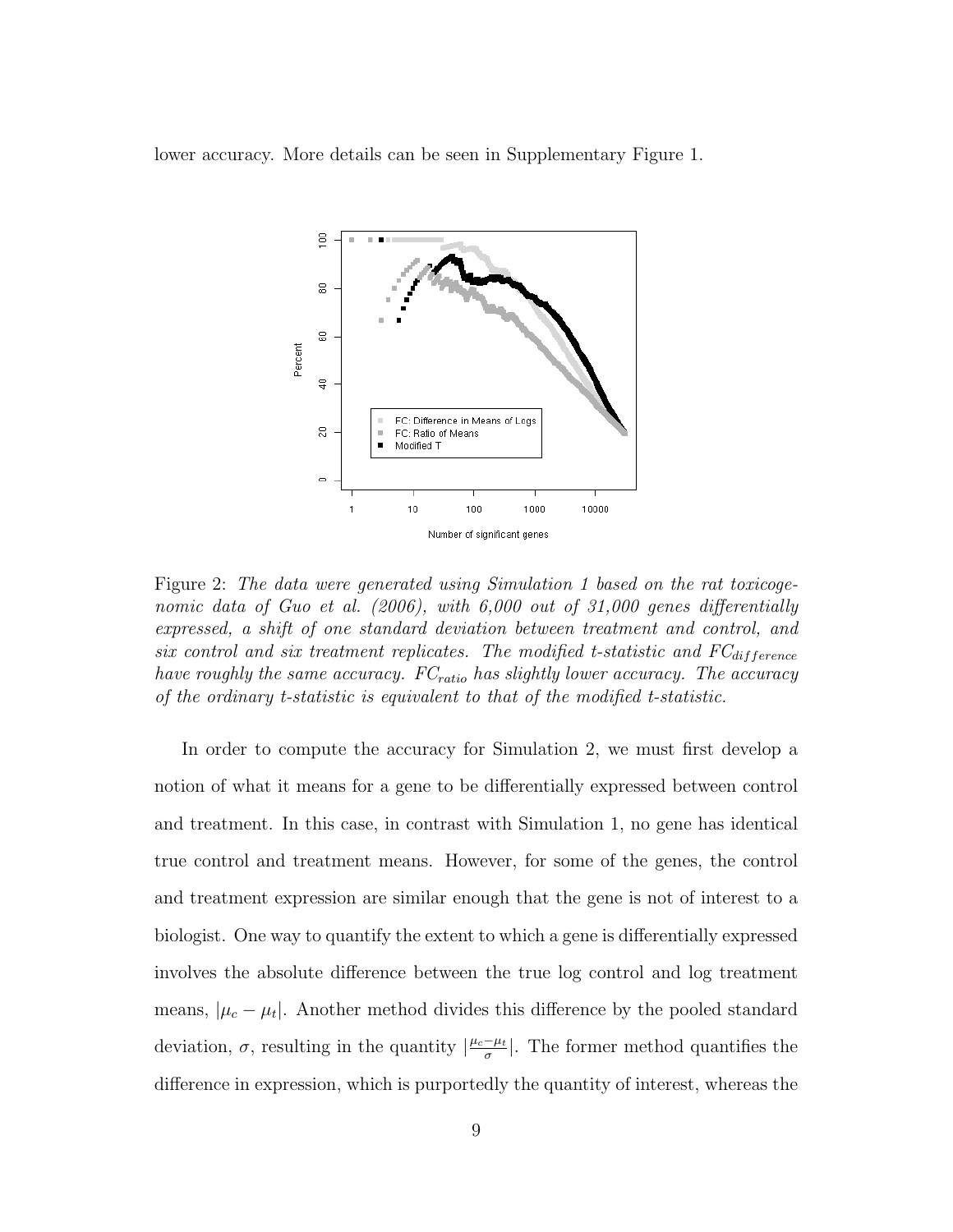lower accuracy. More details can be seen in Supplementary Figure 1.

Figure 2: *The data were generated using Simulation 1 based on the rat toxicogenomic data of Guo et al. (2006), with 6,000 out of 31,000 genes differentially expressed, a shift of one standard deviation between treatment and control, and six control and six treatment replicates. The modified t-statistic and $FC_{difference}$ have roughly the same accuracy. $FC_{ratio}$ has slightly lower accuracy. The accuracy of the ordinary t-statistic is equivalent to that of the modified t-statistic.*

In order to compute the accuracy for Simulation 2, we must first develop a notion of what it means for a gene to be differentially expressed between control and treatment. In this case, in contrast with Simulation 1, no gene has identical true control and treatment means. However, for some of the genes, the control and treatment expression are similar enough that the gene is not of interest to a biologist. One way to quantify the extent to which a gene is differentially expressed involves the absolute difference between the true log control and log treatment means, $|\mu_c - \mu_t|$. Another method divides this difference by the pooled standard deviation, $\sigma$, resulting in the quantity $|\frac{\mu_c - \mu_t}{\sigma}|$. The former method quantifies the difference in expression, which is purportedly the quantity of interest, whereas the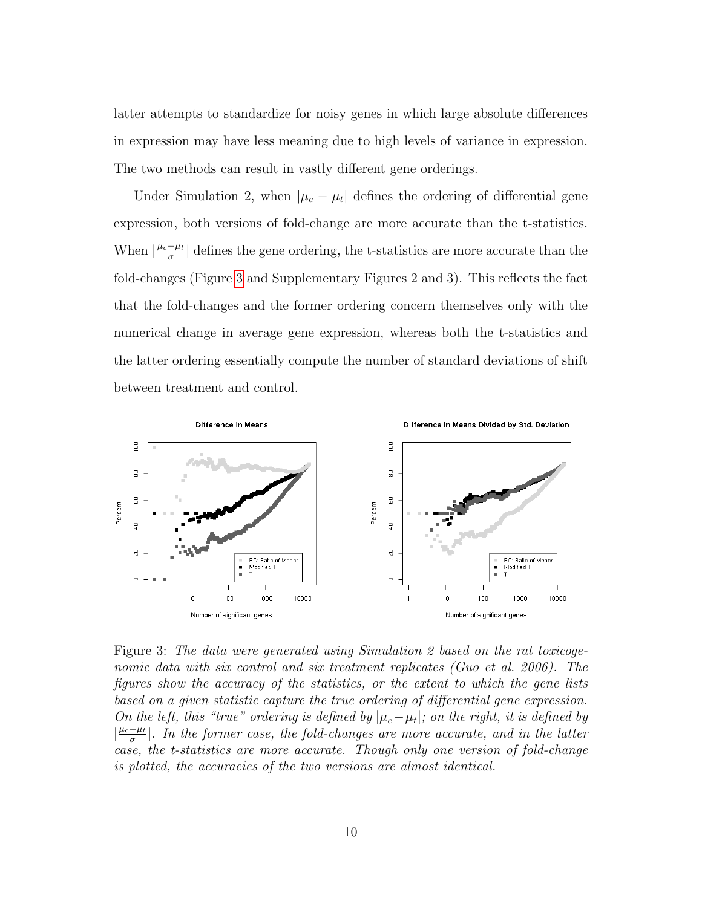latter attempts to standardize for noisy genes in which large absolute differences in expression may have less meaning due to high levels of variance in expression. The two methods can result in vastly different gene orderings.

Under Simulation 2, when $|\mu_c - \mu_t|$ defines the ordering of differential gene expression, both versions of fold-change are more accurate than the t-statistics. When $|\frac{\mu_c - \mu_t}{\sigma}|$ defines the gene ordering, the t-statistics are more accurate than the fold-changes (Figure 3 and Supplementary Figures 2 and 3). This reflects the fact that the fold-changes and the former ordering concern themselves only with the numerical change in average gene expression, whereas both the t-statistics and the latter ordering essentially compute the number of standard deviations of shift between treatment and control.

Figure 3: *The data were generated using Simulation 2 based on the rat toxicogenomic data with six control and six treatment replicates (Guo et al. 2006). The figures show the accuracy of the statistics, or the extent to which the gene lists based on a given statistic capture the true ordering of differential gene expression. On the left, this "true" ordering is defined by $|\mu_c - \mu_t|$; on the right, it is defined by $|\frac{\mu_c - \mu_t}{\sigma}|$. In the former case, the fold-changes are more accurate, and in the latter case, the t-statistics are more accurate. Though only one version of fold-change is plotted, the accuracies of the two versions are almost identical.*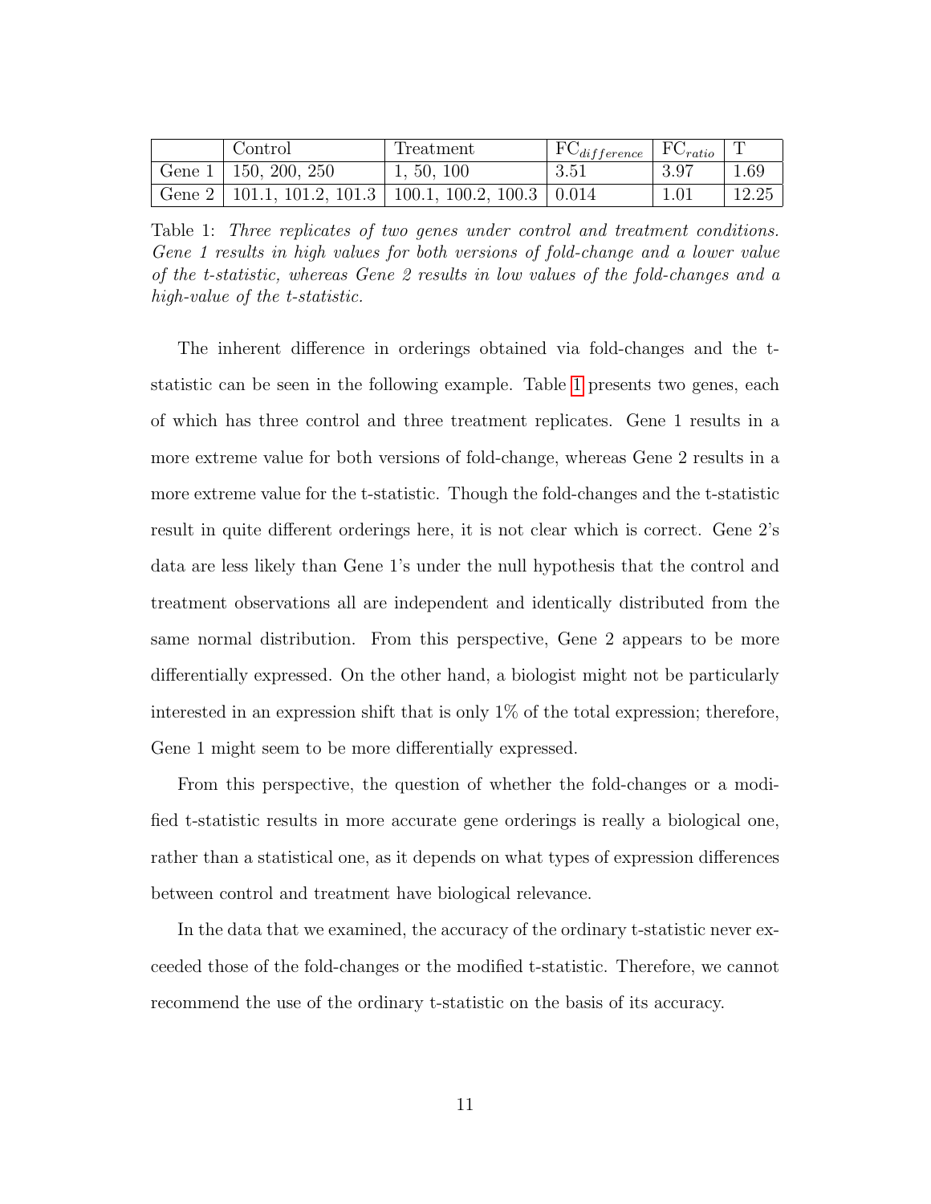|  | Control | Treatment | $FC_{difference}$ | $FC_{ratio}$ | T |
|---|---|---|---|---|---|
| Gene 1 | 150, 200, 250 | 1, 50, 100 | 3.51 | 3.97 | 1.69 |
| Gene 2 | 101.1, 101.2, 101.3 | 100.1, 100.2, 100.3 | 0.014 | 1.01 | 12.25 |

Table 1: *Three replicates of two genes under control and treatment conditions. Gene 1 results in high values for both versions of fold-change and a lower value of the t-statistic, whereas Gene 2 results in low values of the fold-changes and a high-value of the t-statistic.*

The inherent difference in orderings obtained via fold-changes and the t-statistic can be seen in the following example. Table 1 presents two genes, each of which has three control and three treatment replicates. Gene 1 results in a more extreme value for both versions of fold-change, whereas Gene 2 results in a more extreme value for the t-statistic. Though the fold-changes and the t-statistic result in quite different orderings here, it is not clear which is correct. Gene 2's data are less likely than Gene 1's under the null hypothesis that the control and treatment observations all are independent and identically distributed from the same normal distribution. From this perspective, Gene 2 appears to be more differentially expressed. On the other hand, a biologist might not be particularly interested in an expression shift that is only 1% of the total expression; therefore, Gene 1 might seem to be more differentially expressed.

From this perspective, the question of whether the fold-changes or a modified t-statistic results in more accurate gene orderings is really a biological one, rather than a statistical one, as it depends on what types of expression differences between control and treatment have biological relevance.

In the data that we examined, the accuracy of the ordinary t-statistic never exceeded those of the fold-changes or the modified t-statistic. Therefore, we cannot recommend the use of the ordinary t-statistic on the basis of its accuracy.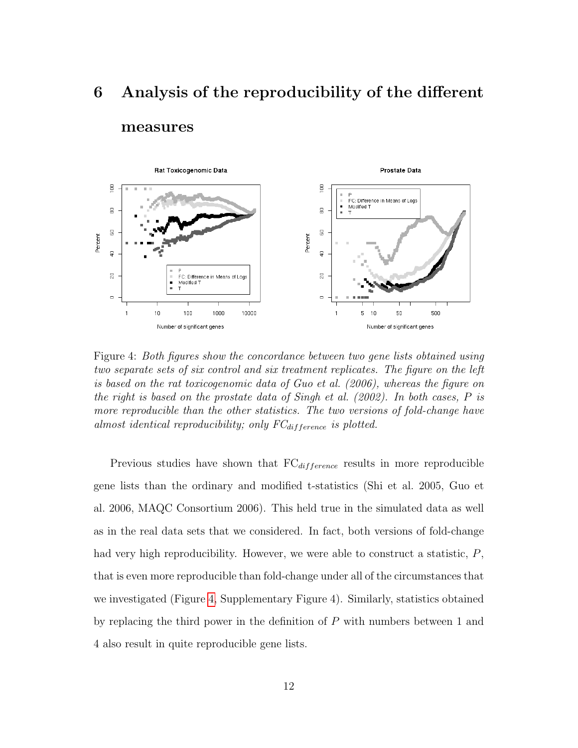# 6 Analysis of the reproducibility of the different measures

Figure 4: *Both figures show the concordance between two gene lists obtained using two separate sets of six control and six treatment replicates. The figure on the left is based on the rat toxicogenomic data of Guo et al. (2006), whereas the figure on the right is based on the prostate data of Singh et al. (2002). In both cases, P is more reproducible than the other statistics. The two versions of fold-change have almost identical reproducibility; only $FC_{difference}$ is plotted.*

Previous studies have shown that $FC_{difference}$ results in more reproducible gene lists than the ordinary and modified t-statistics (Shi et al. 2005, Guo et al. 2006, MAQC Consortium 2006). This held true in the simulated data as well as in the real data sets that we considered. In fact, both versions of fold-change had very high reproducibility. However, we were able to construct a statistic, $P$, that is even more reproducible than fold-change under all of the circumstances that we investigated (Figure 4, Supplementary Figure 4). Similarly, statistics obtained by replacing the third power in the definition of $P$ with numbers between 1 and 4 also result in quite reproducible gene lists.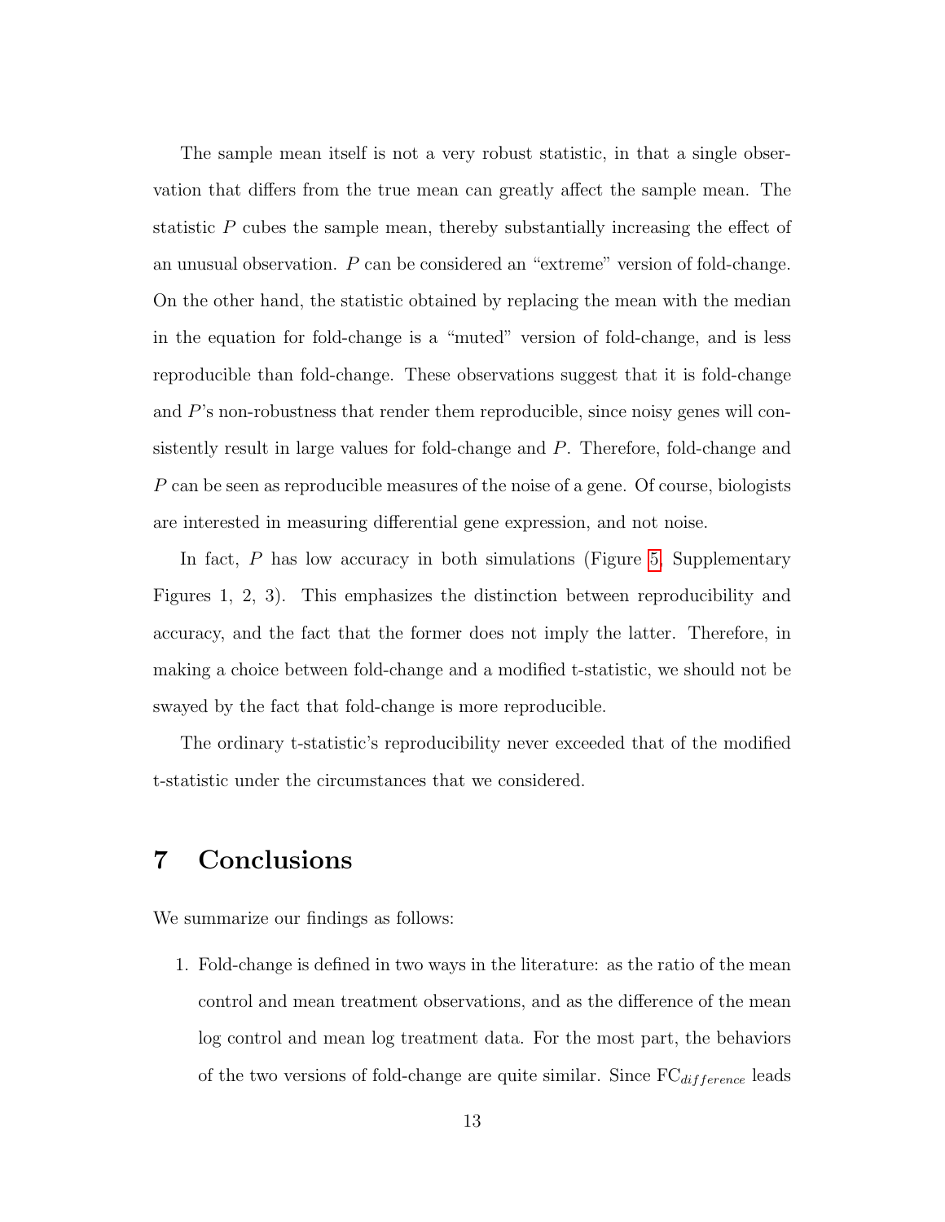The sample mean itself is not a very robust statistic, in that a single observation that differs from the true mean can greatly affect the sample mean. The statistic $P$ cubes the sample mean, thereby substantially increasing the effect of an unusual observation. $P$ can be considered an "extreme" version of fold-change. On the other hand, the statistic obtained by replacing the mean with the median in the equation for fold-change is a "muted" version of fold-change, and is less reproducible than fold-change. These observations suggest that it is fold-change and $P$'s non-robustness that render them reproducible, since noisy genes will consistently result in large values for fold-change and $P$. Therefore, fold-change and $P$ can be seen as reproducible measures of the noise of a gene. Of course, biologists are interested in measuring differential gene expression, and not noise.

In fact, $P$ has low accuracy in both simulations (Figure 5, Supplementary Figures 1, 2, 3). This emphasizes the distinction between reproducibility and accuracy, and the fact that the former does not imply the latter. Therefore, in making a choice between fold-change and a modified t-statistic, we should not be swayed by the fact that fold-change is more reproducible.

The ordinary t-statistic's reproducibility never exceeded that of the modified t-statistic under the circumstances that we considered.

## 7 Conclusions

We summarize our findings as follows:

1. Fold-change is defined in two ways in the literature: as the ratio of the mean control and mean treatment observations, and as the difference of the mean log control and mean log treatment data. For the most part, the behaviors of the two versions of fold-change are quite similar. Since $\text{FC}_{difference}$ leads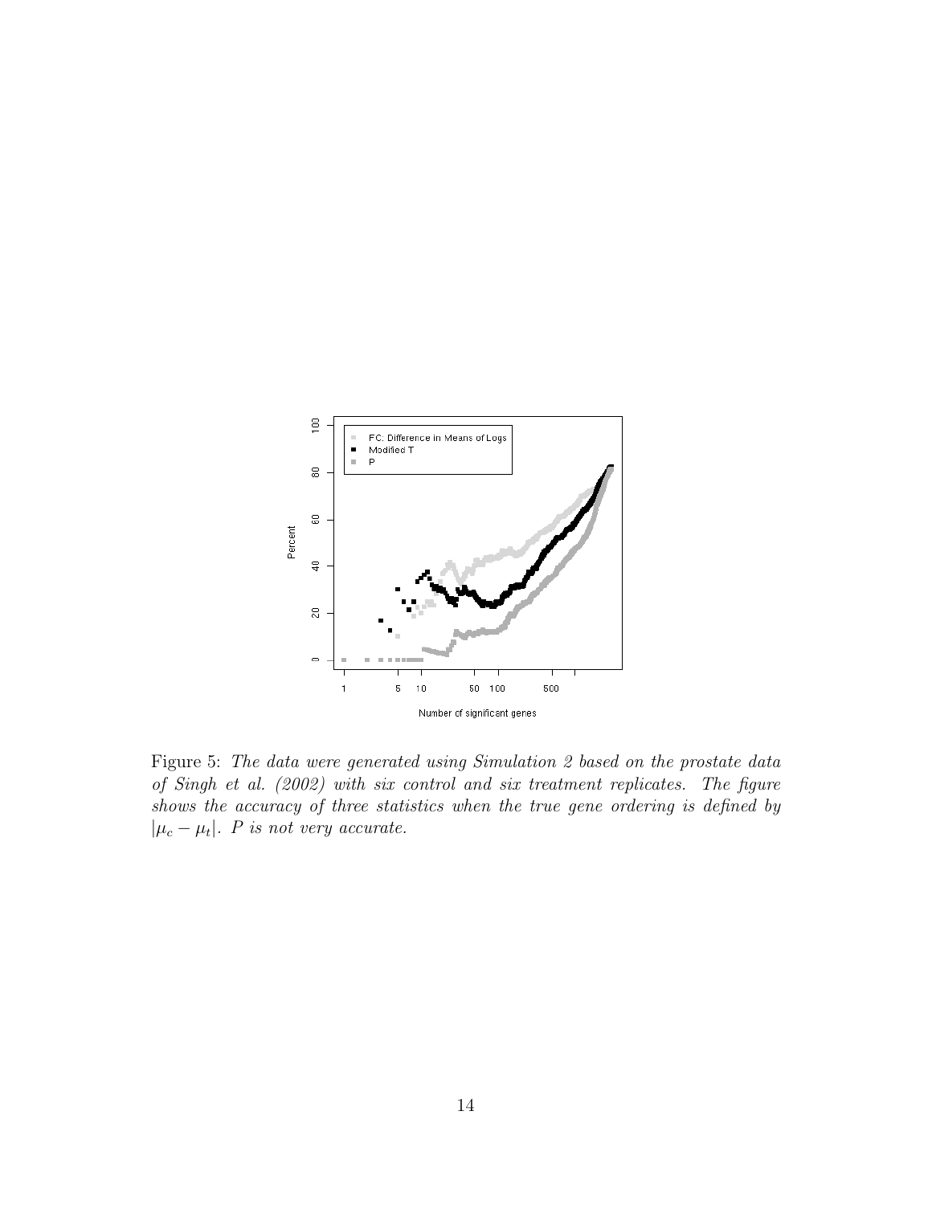Figure 5: *The data were generated using Simulation 2 based on the prostate data of Singh et al. (2002) with six control and six treatment replicates. The figure shows the accuracy of three statistics when the true gene ordering is defined by $|\mu_c - \mu_t|$. P is not very accurate.*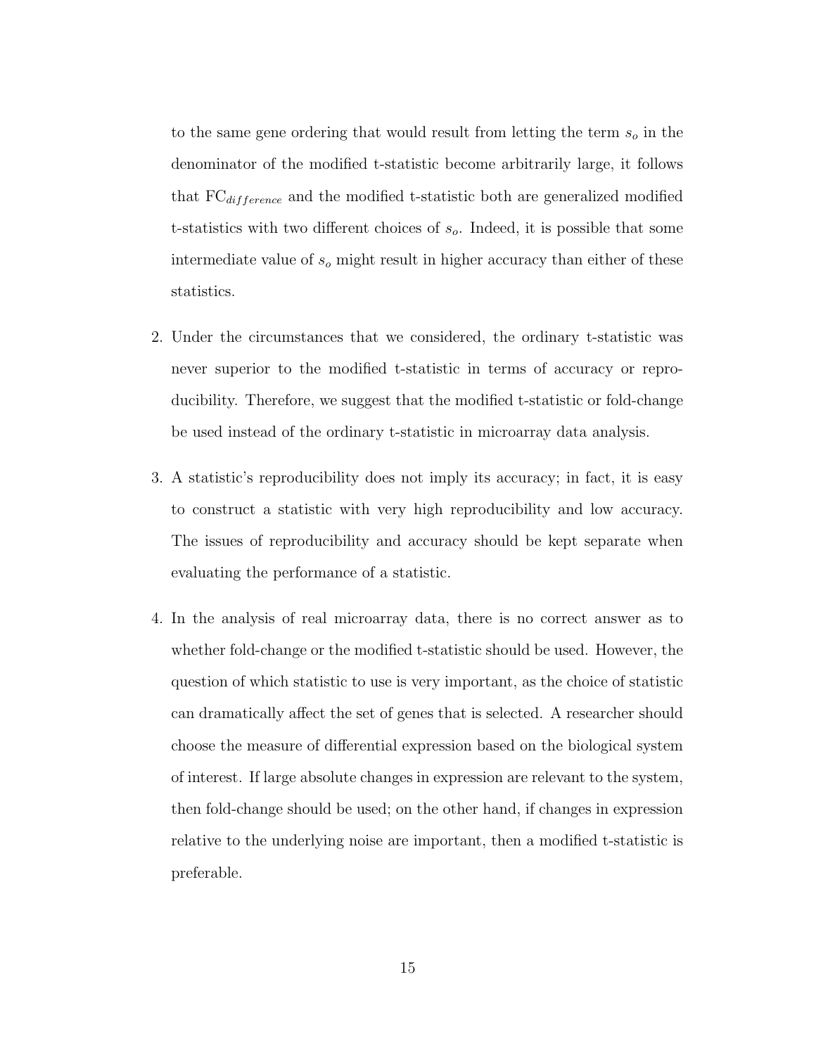to the same gene ordering that would result from letting the term $s_o$ in the denominator of the modified t-statistic become arbitrarily large, it follows that $\text{FC}_{difference}$ and the modified t-statistic both are generalized modified t-statistics with two different choices of $s_o$. Indeed, it is possible that some intermediate value of $s_o$ might result in higher accuracy than either of these statistics.

2. Under the circumstances that we considered, the ordinary t-statistic was never superior to the modified t-statistic in terms of accuracy or reproducibility. Therefore, we suggest that the modified t-statistic or fold-change be used instead of the ordinary t-statistic in microarray data analysis.

3. A statistic's reproducibility does not imply its accuracy; in fact, it is easy to construct a statistic with very high reproducibility and low accuracy. The issues of reproducibility and accuracy should be kept separate when evaluating the performance of a statistic.

4. In the analysis of real microarray data, there is no correct answer as to whether fold-change or the modified t-statistic should be used. However, the question of which statistic to use is very important, as the choice of statistic can dramatically affect the set of genes that is selected. A researcher should choose the measure of differential expression based on the biological system of interest. If large absolute changes in expression are relevant to the system, then fold-change should be used; on the other hand, if changes in expression relative to the underlying noise are important, then a modified t-statistic is preferable.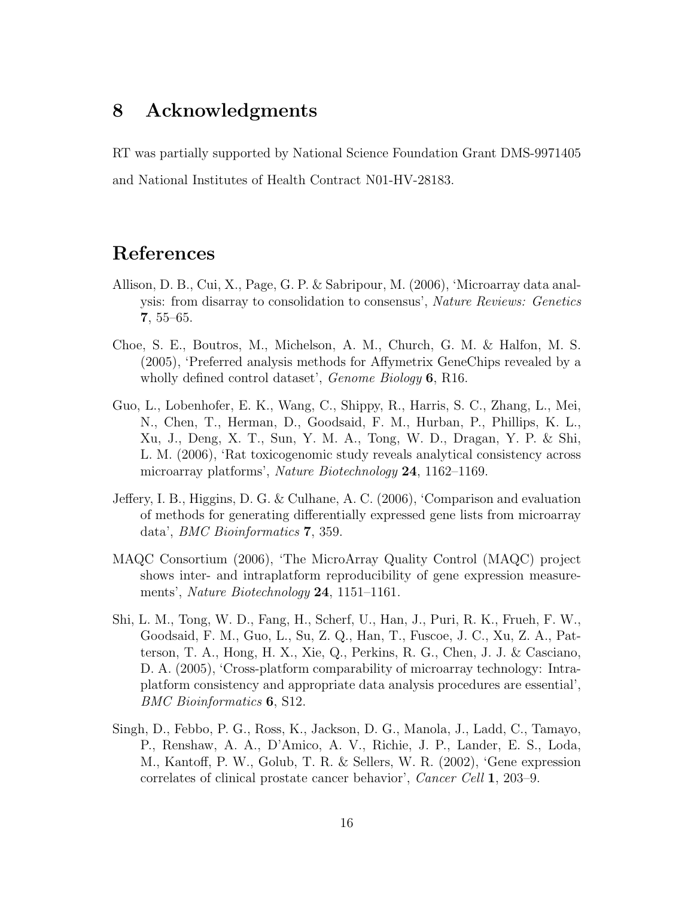# 8 Acknowledgments

RT was partially supported by National Science Foundation Grant DMS-9971405 and National Institutes of Health Contract N01-HV-28183.

# References

Allison, D. B., Cui, X., Page, G. P. & Sabripour, M. (2006), 'Microarray data analysis: from disarray to consolidation to consensus', *Nature Reviews: Genetics* **7**, 55–65.

Choe, S. E., Boutros, M., Michelson, A. M., Church, G. M. & Halfon, M. S. (2005), 'Preferred analysis methods for Affymetrix GeneChips revealed by a wholly defined control dataset', *Genome Biology* **6**, R16.

Guo, L., Lobenhofer, E. K., Wang, C., Shippy, R., Harris, S. C., Zhang, L., Mei, N., Chen, T., Herman, D., Goodsaid, F. M., Hurban, P., Phillips, K. L., Xu, J., Deng, X. T., Sun, Y. M. A., Tong, W. D., Dragan, Y. P. & Shi, L. M. (2006), 'Rat toxicogenomic study reveals analytical consistency across microarray platforms', *Nature Biotechnology* **24**, 1162–1169.

Jeffery, I. B., Higgins, D. G. & Culhane, A. C. (2006), 'Comparison and evaluation of methods for generating differentially expressed gene lists from microarray data', *BMC Bioinformatics* **7**, 359.

MAQC Consortium (2006), 'The MicroArray Quality Control (MAQC) project shows inter- and intraplatform reproducibility of gene expression measurements', *Nature Biotechnology* **24**, 1151–1161.

Shi, L. M., Tong, W. D., Fang, H., Scherf, U., Han, J., Puri, R. K., Frueh, F. W., Goodsaid, F. M., Guo, L., Su, Z. Q., Han, T., Fuscoe, J. C., Xu, Z. A., Patterson, T. A., Hong, H. X., Xie, Q., Perkins, R. G., Chen, J. J. & Casciano, D. A. (2005), 'Cross-platform comparability of microarray technology: Intra-platform consistency and appropriate data analysis procedures are essential', *BMC Bioinformatics* **6**, S12.

Singh, D., Febbo, P. G., Ross, K., Jackson, D. G., Manola, J., Ladd, C., Tamayo, P., Renshaw, A. A., D'Amico, A. V., Richie, J. P., Lander, E. S., Loda, M., Kantoff, P. W., Golub, T. R. & Sellers, W. R. (2002), 'Gene expression correlates of clinical prostate cancer behavior', *Cancer Cell* **1**, 203–9.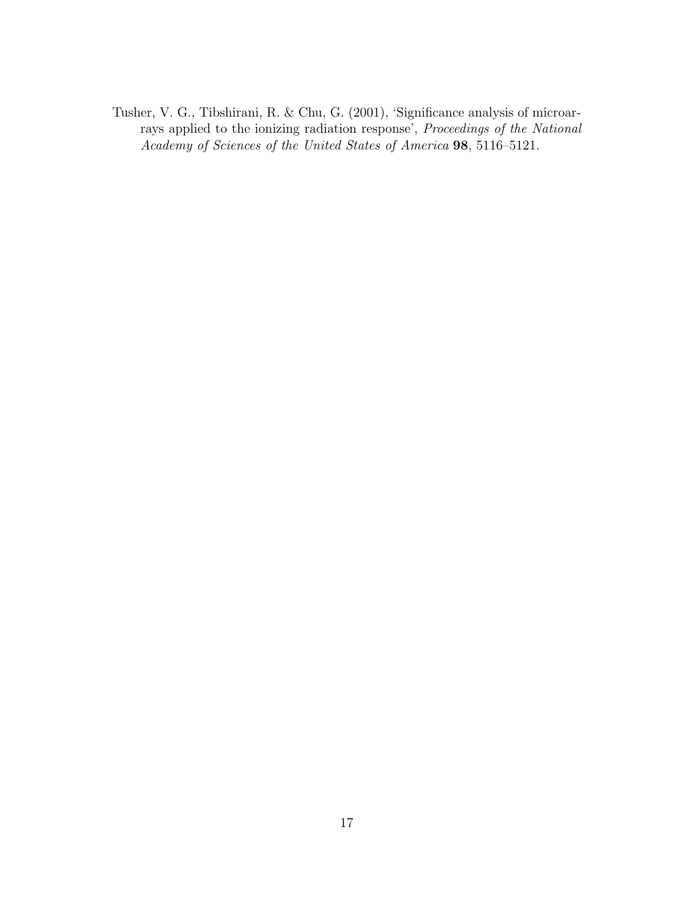Tusher, V. G., Tibshirani, R. & Chu, G. (2001), 'Significance analysis of microarrays applied to the ionizing radiation response', *Proceedings of the National Academy of Sciences of the United States of America* **98**, 5116–5121.